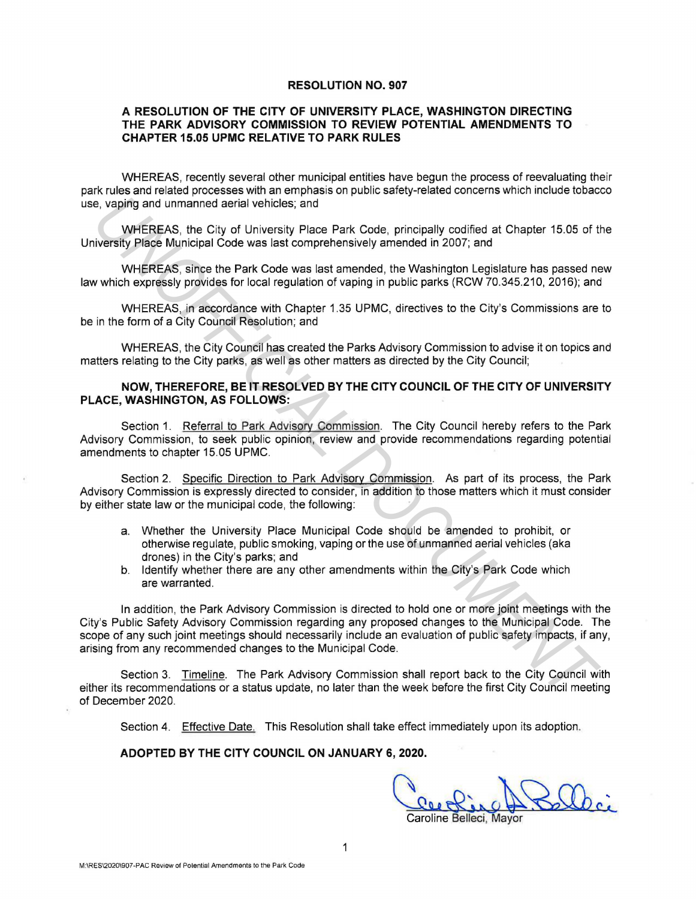# RESOLUTION NO. 907

## A RESOLUTION OF THE CITY OF UNIVERSITY PLACE, WASHINGTON DIRECTING THE PARK ADVISORY COMMISSION TO REVIEW POTENTIAL AMENDMENTS TO CHAPTER 15.05 UPMC RELATIVE TO PARK RULES

WHEREAS, recently several other municipal entities have begun the process of reevaluating their park rules and related processes with an emphasis on public safety-related concerns which include tobacco use, vaping and unmanned aerial vehicles; and

WHEREAS, the City of University Place Park Code, principally codified at Chapter 15.05 of the University Place Municipal Code was last comprehensively amended in 2007; and

WHEREAS, since the Park Code was last amended, the Washington Legislature has passed new law which expressly provides for local regulation of vaping in public parks (RCW 70.345.210, 2016); and

WHEREAS, in accordance with Chapter 1.35 UPMC, directives to the City's Commissions are to be in the form of a City Council Resolution; and

WHEREAS, the City Council has created the Parks Advisory Commission to advise it on topics and matters relating to the City parks, as well as other matters as directed by the City Council;

**NOW, THEREFORE, BE IT RESOLVED BY THE CITY COUNCIL OF THE CITY OF UNIVERSITY PLACE, WASHINGTON, AS FOLLOWS:**

Section 1. Referral to Park Advisory Commission. The City Council hereby refers to the Park Advisory Commission, to seek public opinion, review and provide recommendations regarding potential amendments to chapter 15.05 UPMC.

Section 2. Specific Direction to Park Advisory Commission. As part of its process, the Park Advisory Commission is expressly directed to consider, in addition to those matters which it must consider by either state law or the municipal code, the following:

a. Whether the University Place Municipal Code should be amended to prohibit, or otherwise regulate, public smoking, vaping or the use of unmanned aerial vehicles (aka drones) in the City's parks; and
b. Identify whether there are any other amendments within the City's Park Code which are warranted.

In addition, the Park Advisory Commission is directed to hold one or more joint meetings with the City's Public Safety Advisory Commission regarding any proposed changes to the Municipal Code. The scope of any such joint meetings should necessarily include an evaluation of public safety impacts, if any, arising from any recommended changes to the Municipal Code.

Section 3. Timeline. The Park Advisory Commission shall report back to the City Council with either its recommendations or a status update, no later than the week before the first City Council meeting of December 2020.

Section 4. Effective Date. This Resolution shall take effect immediately upon its adoption.

**ADOPTED BY THE CITY COUNCIL ON JANUARY 6, 2020.**

Caroline Belleci, Mayor

M:\RES\2020\907-PAC Review of Potential Amendments to the Park Code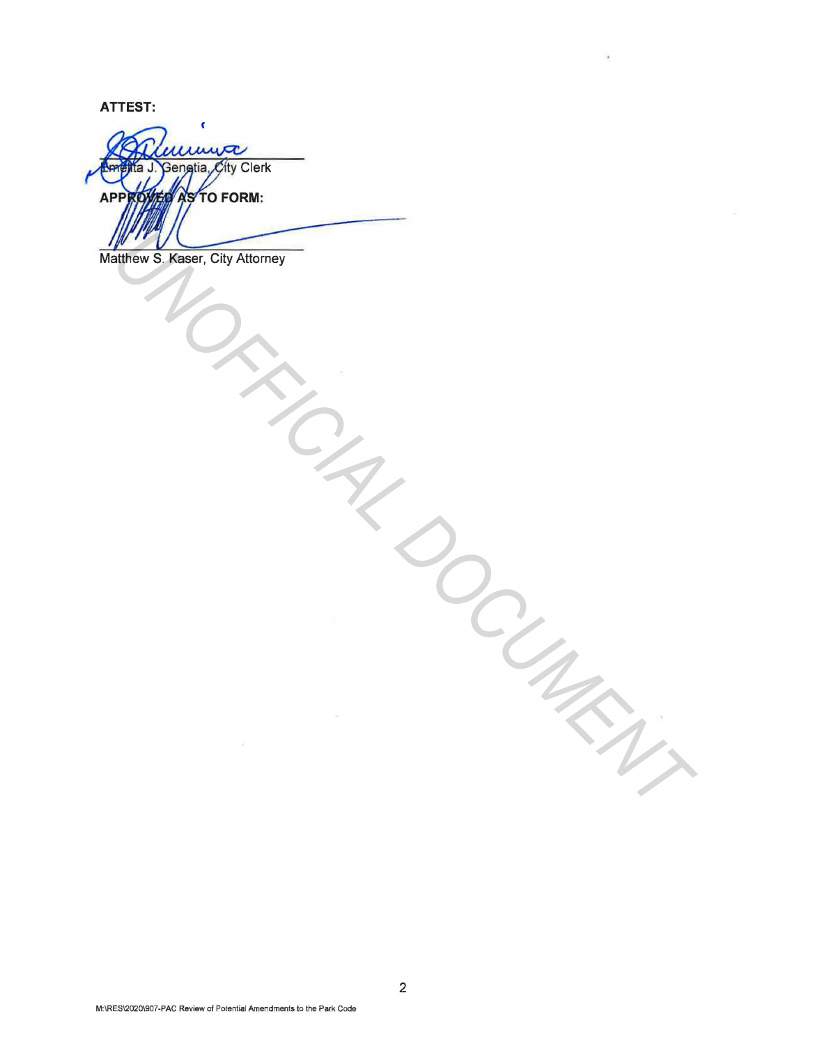**ATTEST:**

Emelita J. Genetia, City Clerk

**APPROVED AS TO FORM:**

Matthew S. Kaser, City Attorney

UNOFFICIAL DOCUMENT

M:\RES\2020\907-PAC Review of Potential Amendments to the Park Code